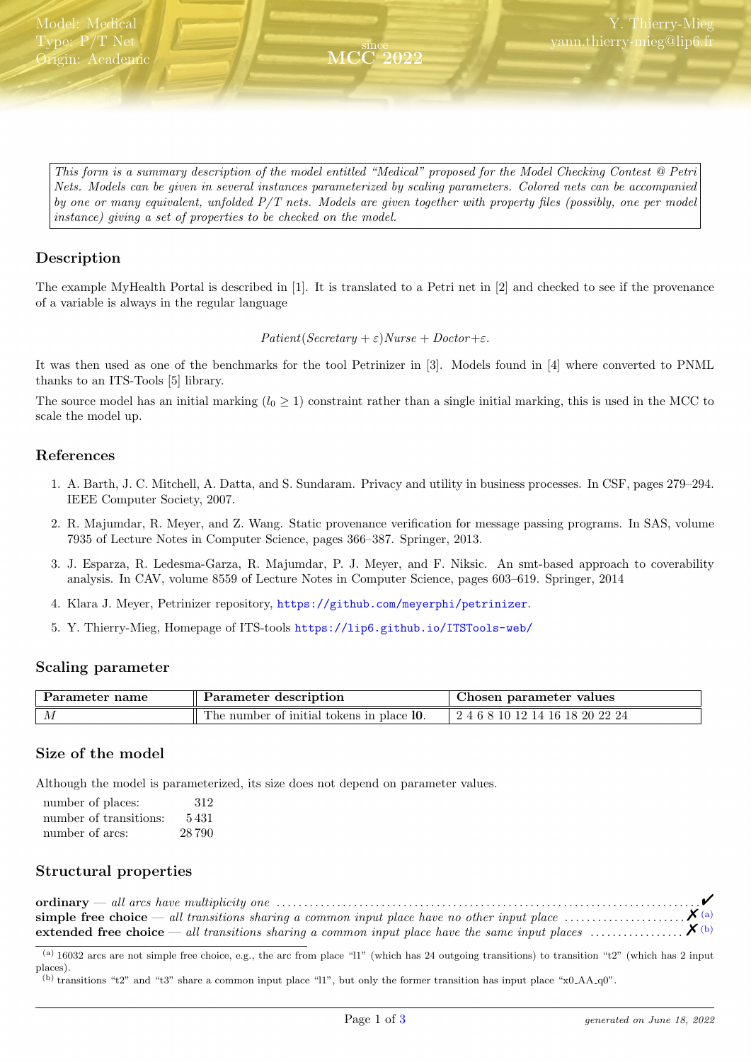Model: Medical
Type: P/T Net
Origin: Academic

since
MCC 2022

Y. Thierry-Mieg
yann.thierry-mieg@lip6.fr

*This form is a summary description of the model entitled "Medical" proposed for the Model Checking Contest @ Petri Nets. Models can be given in several instances parameterized by scaling parameters. Colored nets can be accompanied by one or many equivalent, unfolded P/T nets. Models are given together with property files (possibly, one per model instance) giving a set of properties to be checked on the model.*

## Description

The example MyHealth Portal is described in [1]. It is translated to a Petri net in [2] and checked to see if the provenance of a variable is always in the regular language

$$Patient(Secretary + \varepsilon)Nurse + Doctor{+}\varepsilon.$$

It was then used as one of the benchmarks for the tool Petrinizer in [3]. Models found in [4] where converted to PNML thanks to an ITS-Tools [5] library.

The source model has an initial marking ($l_0 \geq 1$) constraint rather than a single initial marking, this is used in the MCC to scale the model up.

## References

1. A. Barth, J. C. Mitchell, A. Datta, and S. Sundaram. Privacy and utility in business processes. In CSF, pages 279–294. IEEE Computer Society, 2007.
2. R. Majumdar, R. Meyer, and Z. Wang. Static provenance verification for message passing programs. In SAS, volume 7935 of Lecture Notes in Computer Science, pages 366–387. Springer, 2013.
3. J. Esparza, R. Ledesma-Garza, R. Majumdar, P. J. Meyer, and F. Niksic. An smt-based approach to coverability analysis. In CAV, volume 8559 of Lecture Notes in Computer Science, pages 603–619. Springer, 2014
4. Klara J. Meyer, Petrinizer repository, https://github.com/meyerphi/petrinizer.
5. Y. Thierry-Mieg, Homepage of ITS-tools https://lip6.github.io/ITSTools-web/

## Scaling parameter

| Parameter name | Parameter description | Chosen parameter values |
|---|---|---|
| $M$ | The number of initial tokens in place **l0**. | 2 4 6 8 10 12 14 16 18 20 22 24 |

## Size of the model

Although the model is parameterized, its size does not depend on parameter values.

| | |
|---|---|
| number of places: | 312 |
| number of transitions: | 5 431 |
| number of arcs: | 28 790 |

## Structural properties

**ordinary** — *all arcs have multiplicity one* ✔

**simple free choice** — *all transitions sharing a common input place have no other input place* ✗ [(a)]

**extended free choice** — *all transitions sharing a common input place have the same input places* ✗ [(b)]

---

(a) 16032 arcs are not simple free choice, e.g., the arc from place "l1" (which has 24 outgoing transitions) to transition "t2" (which has 2 input places).

(b) transitions "t2" and "t3" share a common input place "l1", but only the former transition has input place "x0_AA_q0".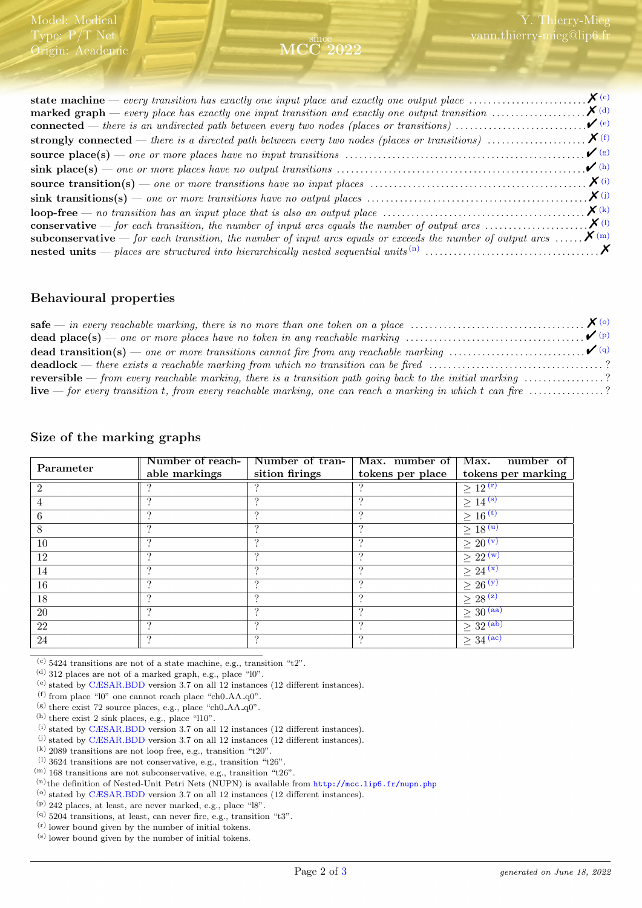**state machine** — *every transition has exactly one input place and exactly one output place* ........................ ✗ [c]
**marked graph** — *every place has exactly one input transition and exactly one output transition* .................... ✗ [d]
**connected** — *there is an undirected path between every two nodes (places or transitions)* ............................ ✔ [e]
**strongly connected** — *there is a directed path between every two nodes (places or transitions)* ..................... ✗ [f]
**source place(s)** — *one or more places have no input transitions* .................................................. ✔ [g]
**sink place(s)** — *one or more places have no output transitions* ..................................................... ✔ [h]
**source transition(s)** — *one or more transitions have no input places* ............................................. ✗ [i]
**sink transitions(s)** — *one or more transitions have no output places* ............................................. ✗ [j]
**loop-free** — *no transition has an input place that is also an output place* ......................................... ✗ [k]
**conservative** — *for each transition, the number of input arcs equals the number of output arcs* ..................... ✗ [l]
**subconservative** — *for each transition, the number of input arcs equals or exceeds the number of output arcs* ...... ✗ [m]
**nested units** — *places are structured into hierarchically nested sequential units* [n] ................................... ✗

## Behavioural properties

**safe** — *in every reachable marking, there is no more than one token on a place* .................................... ✗ [o]
**dead place(s)** — *one or more places have no token in any reachable marking* ..................................... ✔ [p]
**dead transition(s)** — *one or more transitions cannot fire from any reachable marking* ............................ ✔ [q]
**deadlock** — *there exists a reachable marking from which no transition can be fired* ...................................... ?
**reversible** — *from every reachable marking, there is a transition path going back to the initial marking* ................. ?
**live** — *for every transition t, from every reachable marking, one can reach a marking in which t can fire* ................ ?

## Size of the marking graphs

| Parameter | Number of reachable markings | Number of transition firings | Max. number of tokens per place | Max. number of tokens per marking |
|---|---|---|---|---|
| 2 | ? | ? | ? | $\geq 12$ [r] |
| 4 | ? | ? | ? | $\geq 14$ [s] |
| 6 | ? | ? | ? | $\geq 16$ [t] |
| 8 | ? | ? | ? | $\geq 18$ [u] |
| 10 | ? | ? | ? | $\geq 20$ [v] |
| 12 | ? | ? | ? | $\geq 22$ [w] |
| 14 | ? | ? | ? | $\geq 24$ [x] |
| 16 | ? | ? | ? | $\geq 26$ [y] |
| 18 | ? | ? | ? | $\geq 28$ [z] |
| 20 | ? | ? | ? | $\geq 30$ [aa] |
| 22 | ? | ? | ? | $\geq 32$ [ab] |
| 24 | ? | ? | ? | $\geq 34$ [ac] |

[c] 5424 transitions are not of a state machine, e.g., transition "t2".
[d] 312 places are not of a marked graph, e.g., place "l0".
[e] stated by CÆSAR.BDD version 3.7 on all 12 instances (12 different instances).
[f] from place "l0" one cannot reach place "ch0_AA_q0".
[g] there exist 72 source places, e.g., place "ch0_AA_q0".
[h] there exist 2 sink places, e.g., place "l10".
[i] stated by CÆSAR.BDD version 3.7 on all 12 instances (12 different instances).
[j] stated by CÆSAR.BDD version 3.7 on all 12 instances (12 different instances).
[k] 2089 transitions are not loop free, e.g., transition "t20".
[l] 3624 transitions are not conservative, e.g., transition "t26".
[m] 168 transitions are not subconservative, e.g., transition "t26".
[n] the definition of Nested-Unit Petri Nets (NUPN) is available from http://mcc.lip6.fr/nupn.php
[o] stated by CÆSAR.BDD version 3.7 on all 12 instances (12 different instances).
[p] 242 places, at least, are never marked, e.g., place "l8".
[q] 5204 transitions, at least, can never fire, e.g., transition "t3".
[r] lower bound given by the number of initial tokens.
[s] lower bound given by the number of initial tokens.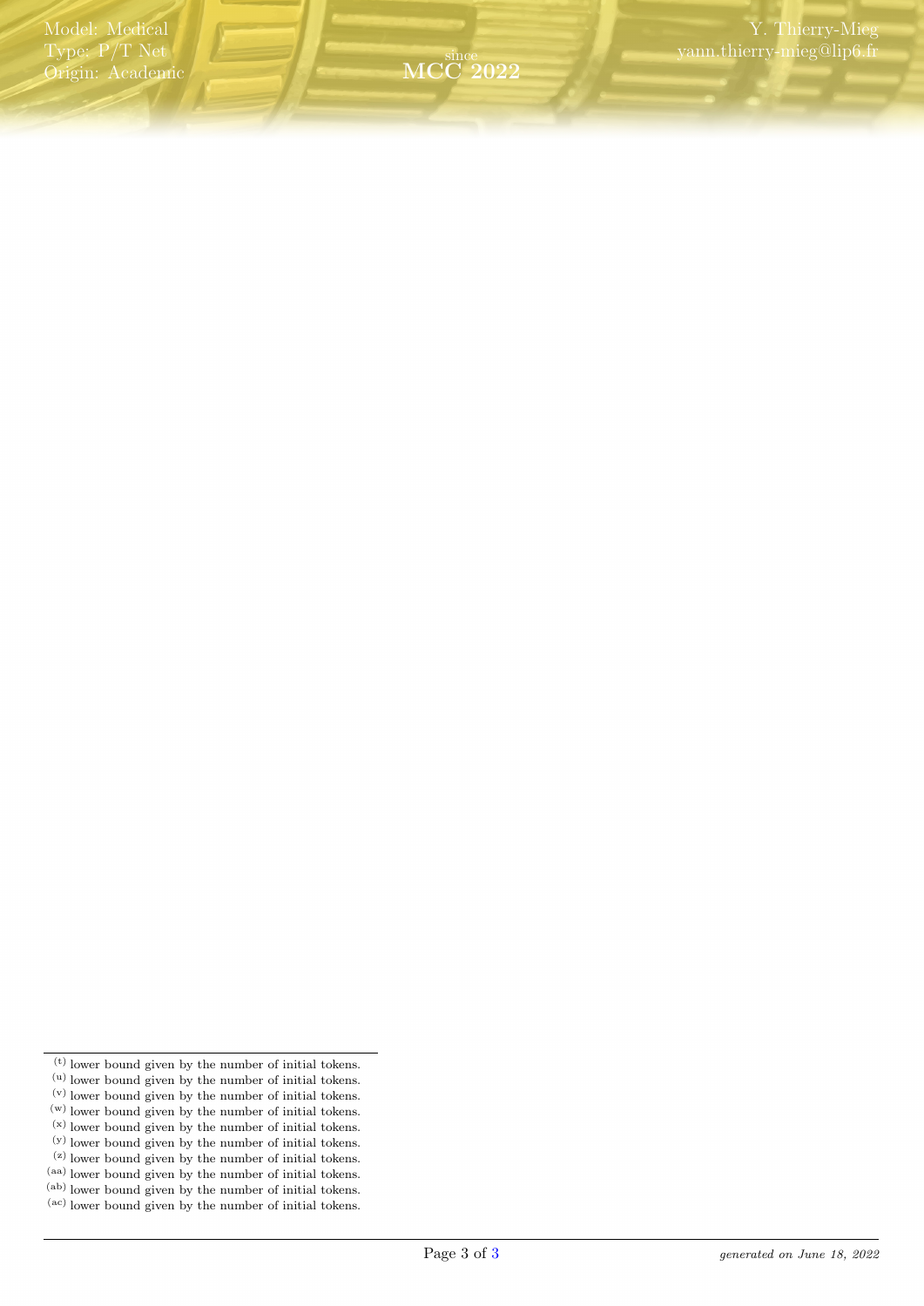[t] lower bound given by the number of initial tokens.
[u] lower bound given by the number of initial tokens.
[v] lower bound given by the number of initial tokens.
[w] lower bound given by the number of initial tokens.
[x] lower bound given by the number of initial tokens.
[y] lower bound given by the number of initial tokens.
[z] lower bound given by the number of initial tokens.
[aa] lower bound given by the number of initial tokens.
[ab] lower bound given by the number of initial tokens.
[ac] lower bound given by the number of initial tokens.